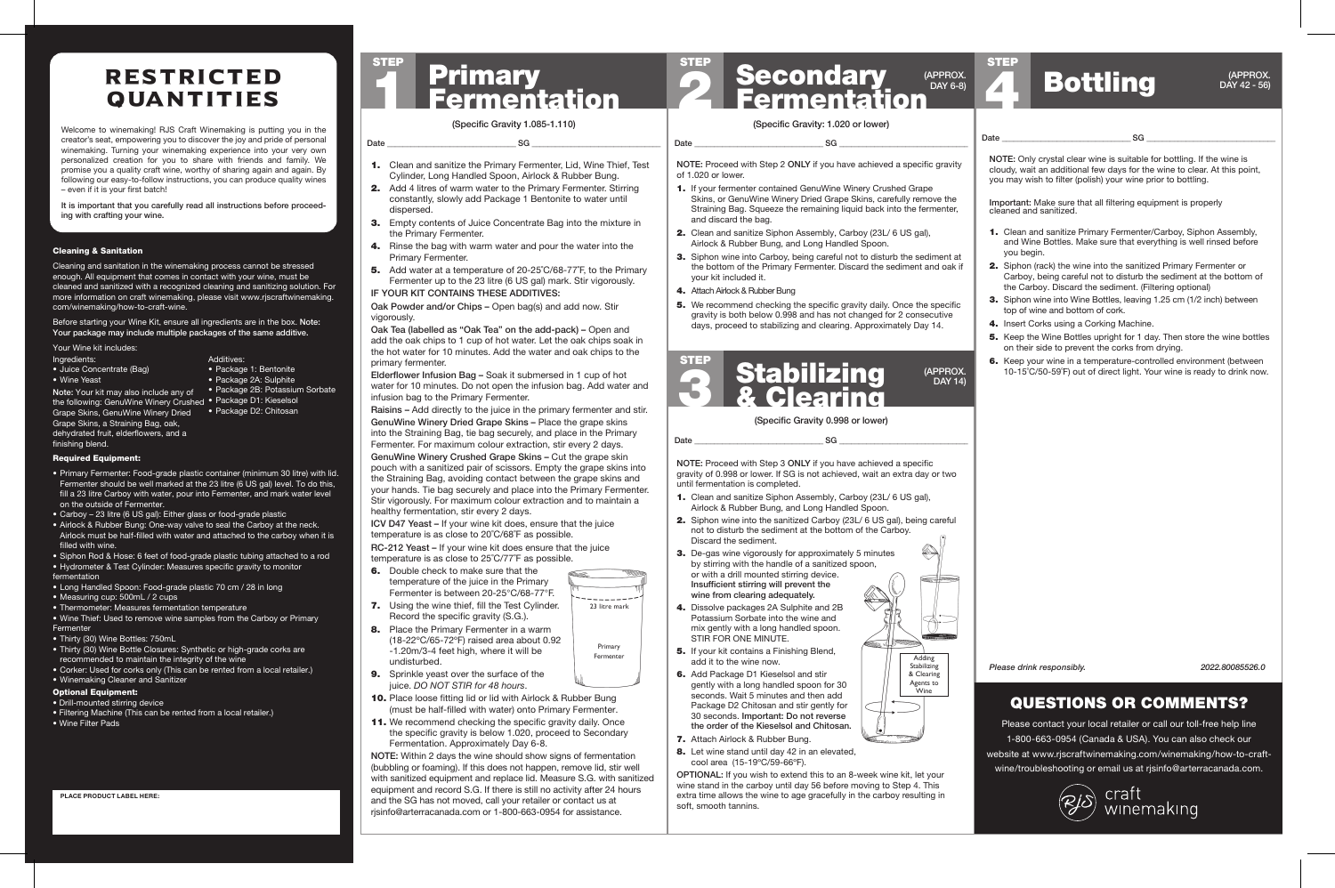# RESTRICTED QUANTITIES

Welcome to winemaking! RJS Craft Winemaking is putting you in the creator's seat, empowering you to discover the joy and pride of personal winemaking. Turning your winemaking experience into your very own personalized creation for you to share with friends and family. We promise you a quality craft wine, worthy of sharing again and again. By following our easy-to-follow instructions, you can produce quality wines – even if it is your first batch!

**It is important that you carefully read all instructions before proceeding with crafting your wine.**

### Cleaning & Sanitation

Cleaning and sanitation in the winemaking process cannot be stressed enough. All equipment that comes in contact with your wine, must be cleaned and sanitized with a recognized cleaning and sanitizing solution. For more information on craft winemaking, please visit www.rjscraftwinemaking.com/winemaking/how-to-craft-wine.

Before starting your Wine Kit, ensure all ingredients are in the box. **Note: Your package may include multiple packages of the same additive.**

Your Wine kit includes:

Ingredients:
- Juice Concentrate (Bag)
- Wine Yeast

**Note:** Your kit may also include any of the following: GenuWine Winery Crushed Grape Skins, GenuWine Winery Dried Grape Skins, a Straining Bag, oak, dehydrated fruit, elderflowers, and a finishing blend.

Additives:
- Package 1: Bentonite
- Package 2A: Sulphite
- Package 2B: Potassium Sorbate
- Package D1: Kieselsol
- Package D2: Chitosan

### Required Equipment:

- Primary Fermenter: Food-grade plastic container (minimum 30 litre) with lid. Fermenter should be well marked at the 23 litre (6 US gal) level. To do this, fill a 23 litre Carboy with water, pour into Fermenter, and mark water level on the outside of Fermenter.
- Carboy – 23 litre (6 US gal): Either glass or food-grade plastic
- Airlock & Rubber Bung: One-way valve to seal the Carboy at the neck. Airlock must be half-filled with water and attached to the carboy when it is filled with wine.
- Siphon Rod & Hose: 6 feet of food-grade plastic tubing attached to a rod
- Hydrometer & Test Cylinder: Measures specific gravity to monitor fermentation
- Long Handled Spoon: Food-grade plastic 70 cm / 28 in long
- Measuring cup: 500mL / 2 cups
- Thermometer: Measures fermentation temperature
- Wine Thief: Used to remove wine samples from the Carboy or Primary Fermenter
- Thirty (30) Wine Bottles: 750mL
- Thirty (30) Wine Bottle Closures: Synthetic or high-grade corks are recommended to maintain the integrity of the wine
- Corker: Used for corks only (This can be rented from a local retailer.)
- Winemaking Cleaner and Sanitizer

### Optional Equipment:

- Drill-mounted stirring device
- Filtering Machine (This can be rented from a local retailer.)
- Wine Filter Pads

**PLACE PRODUCT LABEL HERE:**

## STEP 1 Primary Fermentation

(Specific Gravity 1.085-1.110)

Date ____________ SG ____________

1. Clean and sanitize the Primary Fermenter, Lid, Wine Thief, Test Cylinder, Long Handled Spoon, Airlock & Rubber Bung.
2. Add 4 litres of warm water to the Primary Fermenter. Stirring constantly, slowly add Package 1 Bentonite to water until dispersed.
3. Empty contents of Juice Concentrate Bag into the mixture in the Primary Fermenter.
4. Rinse the bag with warm water and pour the water into the Primary Fermenter.
5. Add water at a temperature of 20-25˚C/68-77˚F, to the Primary Fermenter up to the 23 litre (6 US gal) mark. Stir vigorously.

IF YOUR KIT CONTAINS THESE ADDITIVES:

**Oak Powder and/or Chips –** Open bag(s) and add now. Stir vigorously.

**Oak Tea (labelled as "Oak Tea" on the add-pack) –** Open and add the oak chips to 1 cup of hot water. Let the oak chips soak in the hot water for 10 minutes. Add the water and oak chips to the primary fermenter.

**Elderflower Infusion Bag –** Soak it submersed in 1 cup of hot water for 10 minutes. Do not open the infusion bag. Add water and infusion bag to the Primary Fermenter.

**Raisins –** Add directly to the juice in the primary fermenter and stir.

**GenuWine Winery Dried Grape Skins –** Place the grape skins into the Straining Bag, tie bag securely, and place in the Primary Fermenter. For maximum colour extraction, stir every 2 days.

**GenuWine Winery Crushed Grape Skins –** Cut the grape skin pouch with a sanitized pair of scissors. Empty the grape skins into the Straining Bag, avoiding contact between the grape skins and your hands. Tie bag securely and place into the Primary Fermenter. Stir vigorously. For maximum colour extraction and to maintain a healthy fermentation, stir every 2 days.

**ICV D47 Yeast –** If your wine kit does, ensure that the juice temperature is as close to 20˚C/68˚F as possible.

**RC-212 Yeast –** If your wine kit does ensure that the juice temperature is as close to 25˚C/77˚F as possible.

6. Double check to make sure that the temperature of the juice in the Primary Fermenter is between 20-25°C/68-77°F.
7. Using the wine thief, fill the Test Cylinder. Record the specific gravity (S.G.).
8. Place the Primary Fermenter in a warm (18-22ºC/65-72ºF) raised area about 0.92 -1.20m/3-4 feet high, where it will be undisturbed.
9. Sprinkle yeast over the surface of the juice. *DO NOT STIR for 48 hours*.
10. Place loose fitting lid or lid with Airlock & Rubber Bung (must be half-filled with water) onto Primary Fermenter.
11. We recommend checking the specific gravity daily. Once the specific gravity is below 1.020, proceed to Secondary Fermentation. Approximately Day 6-8.

23 litre mark

Primary Fermenter

**NOTE:** Within 2 days the wine should show signs of fermentation (bubbling or foaming). If this does not happen, remove lid, stir well with sanitized equipment and replace lid. Measure S.G. with sanitized equipment and record S.G. If there is still no activity after 24 hours and the SG has not moved, call your retailer or contact us at rjsinfo@arterracanada.com or 1-800-663-0954 for assistance.

## STEP 2 Secondary Fermentation (APPROX. DAY 6-8)

(Specific Gravity: 1.020 or lower)

Date ____________ SG ____________

**NOTE:** Proceed with Step 2 **ONLY** if you have achieved a specific gravity of 1.020 or lower.

1. If your fermenter contained GenuWine Winery Crushed Grape Skins, or GenuWine Winery Dried Grape Skins, carefully remove the Straining Bag. Squeeze the remaining liquid back into the fermenter, and discard the bag.
2. Clean and sanitize Siphon Assembly, Carboy (23L/ 6 US gal), Airlock & Rubber Bung, and Long Handled Spoon.
3. Siphon wine into Carboy, being careful not to disturb the sediment at the bottom of the Primary Fermenter. Discard the sediment and oak if your kit included it.
4. Attach Airlock & Rubber Bung
5. We recommend checking the specific gravity daily. Once the specific gravity is both below 0.998 and has not changed for 2 consecutive days, proceed to stabilizing and clearing. Approximately Day 14.

## STEP 3 Stabilizing & Clearing (APPROX. DAY 14)

(Specific Gravity 0.998 or lower)

Date ____________ SG ____________

**NOTE:** Proceed with Step 3 **ONLY** if you have achieved a specific gravity of 0.998 or lower. If SG is not achieved, wait an extra day or two until fermentation is completed.

1. Clean and sanitize Siphon Assembly, Carboy (23L/ 6 US gal), Airlock & Rubber Bung, and Long Handled Spoon.
2. Siphon wine into the sanitized Carboy (23L/ 6 US gal), being careful not to disturb the sediment at the bottom of the Carboy. Discard the sediment.
3. De-gas wine vigorously for approximately 5 minutes by stirring with the handle of a sanitized spoon, or with a drill mounted stirring device. **Insufficient stirring will prevent the wine from clearing adequately.**
4. Dissolve packages 2A Sulphite and 2B Potassium Sorbate into the wine and mix gently with a long handled spoon. STIR FOR ONE MINUTE.
5. If your kit contains a Finishing Blend, add it to the new wine.
6. Add Package D1 Kieselsol and stir gently with a long handled spoon for 30 seconds. Wait 5 minutes and then add Package D2 Chitosan and stir gently for 30 seconds. **Important: Do not reverse the order of the Kieselsol and Chitosan.**
7. Attach Airlock & Rubber Bung.
8. Let wine stand until day 42 in an elevated, cool area (15-19°C/59-66°F).

Adding Stabilizing & Clearing Agents to Wine

**OPTIONAL:** If you wish to extend this to an 8-week wine kit, let your wine stand in the carboy until day 56 before moving to Step 4. This extra time allows the wine to age gracefully in the carboy resulting in soft, smooth tannins.

## STEP 4 Bottling (APPROX. DAY 42 - 56)

Date ____________ SG ____________

**NOTE:** Only crystal clear wine is suitable for bottling. If the wine is cloudy, wait an additional few days for the wine to clear. At this point, you may wish to filter (polish) your wine prior to bottling.

**Important:** Make sure that all filtering equipment is properly cleaned and sanitized.

1. Clean and sanitize Primary Fermenter/Carboy, Siphon Assembly, and Wine Bottles. Make sure that everything is well rinsed before you begin.
2. Siphon (rack) the wine into the sanitized Primary Fermenter or Carboy, being careful not to disturb the sediment at the bottom of the Carboy. Discard the sediment. (Filtering optional)
3. Siphon wine into Wine Bottles, leaving 1.25 cm (1/2 inch) between top of wine and bottom of cork.
4. Insert Corks using a Corking Machine.
5. Keep the Wine Bottles upright for 1 day. Then store the wine bottles on their side to prevent the corks from drying.
6. Keep your wine in a temperature-controlled environment (between 10-15˚C/50-59˚F) out of direct light. Your wine is ready to drink now.

*Please drink responsibly.* 2022.80085526.0

## QUESTIONS OR COMMENTS?

Please contact your local retailer or call our toll-free help line 1-800-663-0954 (Canada & USA). You can also check our website at www.rjscraftwinemaking.com/winemaking/how-to-craft-wine/troubleshooting or email us at rjsinfo@arterracanada.com.

RJS craft winemaking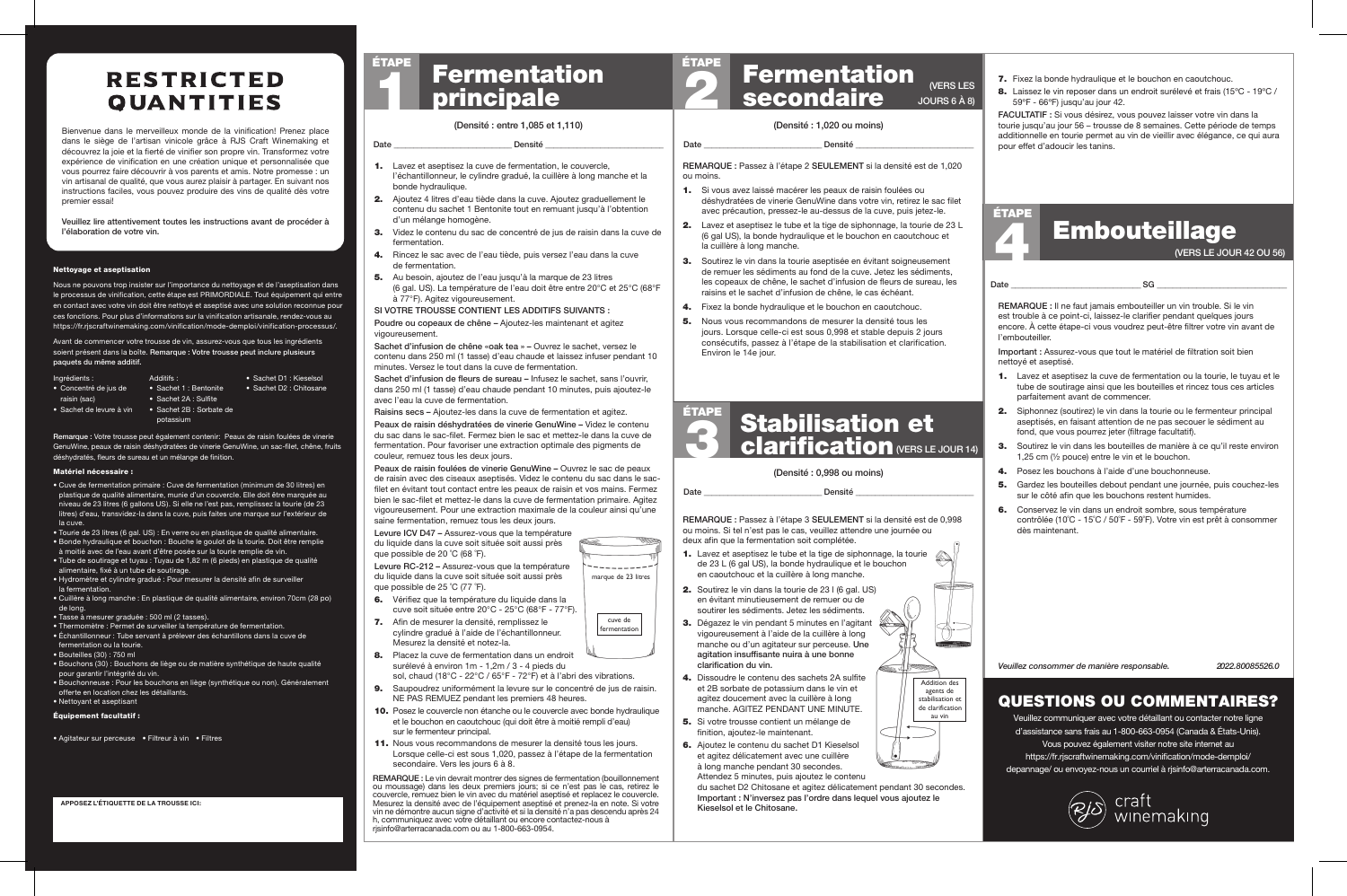# RESTRICTED QUANTITIES

Bienvenue dans le merveilleux monde de la vinification! Prenez place dans le siège de l'artisan vinicole grâce à RJS Craft Winemaking et découvrez la joie et la fierté de vinifier son propre vin. Transformez votre expérience de vinification en une création unique et personnalisée que vous pourrez faire découvrir à vos parents et amis. Notre promesse : un vin artisanal de qualité, que vous aurez plaisir à partager. En suivant nos instructions faciles, vous pouvez produire des vins de qualité dès votre premier essai!

Veuillez lire attentivement toutes les instructions avant de procéder à l'élaboration de votre vin.

### Nettoyage et aseptisation

Nous ne pouvons trop insister sur l'importance du nettoyage et de l'aseptisation dans le processus de vinification, cette étape est PRIMORDIALE. Tout équipement qui entre en contact avec votre vin doit être nettoyé et aseptisé avec une solution reconnue pour ces fonctions. Pour plus d'informations sur la vinification artisanale, rendez-vous au https://fr.rjscraftwinemaking.com/vinification/mode-demploi/vinification-processus/.

Avant de commencer votre trousse de vin, assurez-vous que tous les ingrédients soient présent dans la boîte. **Remarque : Votre trousse peut inclure plusieurs paquets du même additif.**

Ingrédients :
- Concentré de jus de raisin (sac)
- Sachet de levure à vin

Additifs :
- Sachet 1 : Bentonite
- Sachet 2A : Sulfite
- Sachet 2B : Sorbate de potassium
- Sachet D1 : Kieselsol
- Sachet D2 : Chitosane

**Remarque :** Votre trousse peut également contenir: Peaux de raisin foulées de vinerie GenuWine, peaux de raisin déshydratées de vinerie GenuWine, un sac-filet, chêne, fruits déshydratés, fleurs de sureau et un mélange de finition.

### Matériel nécessaire :

- Cuve de fermentation primaire : Cuve de fermentation (minimum de 30 litres) en plastique de qualité alimentaire, munie d'un couvercle. Elle doit être marquée au niveau de 23 litres (6 gallons US). Si elle ne l'est pas, remplissez la tourie (de 23 litres) d'eau, transvidez-la dans la cuve, puis faites une marque sur l'extérieur de la cuve.
- Tourie de 23 litres (6 gal. US) : En verre ou en plastique de qualité alimentaire.
- Bonde hydraulique et bouchon : Bouche le goulot de la tourie. Doit être remplie à moitié avec de l'eau avant d'être posée sur la tourie remplie de vin.
- Tube de soutirage et tuyau : Tuyau de 1,82 m (6 pieds) en plastique de qualité alimentaire, fixé à un tube de soutirage.
- Hydromètre et cylindre gradué : Pour mesurer la densité afin de surveiller la fermentation.
- Cuillère à long manche : En plastique de qualité alimentaire, environ 70cm (28 po) de long.
- Tasse à mesurer graduée : 500 ml (2 tasses).
- Thermomètre : Permet de surveiller la température de fermentation.
- Échantillonneur : Tube servant à prélever des échantillons dans la cuve de fermentation ou la tourie.
- Bouteilles (30) : 750 ml
- Bouchons (30) : Bouchons de liège ou de matière synthétique de haute qualité pour garantir l'intégrité du vin.
- Bouchonneuse : Pour les bouchons en liège (synthétique ou non). Généralement offerte en location chez les détaillants.
- Nettoyant et aseptisant

### Équipement facultatif :

- Agitateur sur perceuse
- Filtreur à vin
- Filtres

**APPOSEZ L'ÉTIQUETTE DE LA TROUSSE ICI:**

## ÉTAPE 1 Fermentation principale

(Densité : entre 1,085 et 1,110)

Date ____________ Densité ____________

1. Lavez et aseptisez la cuve de fermentation, le couvercle, l'échantillonneur, le cylindre gradué, la cuillère à long manche et la bonde hydraulique.
2. Ajoutez 4 litres d'eau tiède dans la cuve. Ajoutez graduellement le contenu du sachet 1 Bentonite tout en remuant jusqu'à l'obtention d'un mélange homogène.
3. Videz le contenu du sac de concentré de jus de raisin dans la cuve de fermentation.
4. Rincez le sac avec de l'eau tiède, puis versez l'eau dans la cuve de fermentation.
5. Au besoin, ajoutez de l'eau jusqu'à la marque de 23 litres (6 gal. US). La température de l'eau doit être entre 20°C et 25°C (68°F à 77°F). Agitez vigoureusement.

SI VOTRE TROUSSE CONTIENT LES ADDITIFS SUIVANTS :

**Poudre ou copeaux de chêne –** Ajoutez-les maintenant et agitez vigoureusement.

**Sachet d'infusion de chêne «oak tea » –** Ouvrez le sachet, versez le contenu dans 250 ml (1 tasse) d'eau chaude et laissez infuser pendant 10 minutes. Versez le tout dans la cuve de fermentation.

**Sachet d'infusion de fleurs de sureau –** Infusez le sachet, sans l'ouvrir, dans 250 ml (1 tasse) d'eau chaude pendant 10 minutes, puis ajoutez-le avec l'eau à la cuve de fermentation.

**Raisins secs –** Ajoutez-les dans la cuve de fermentation et agitez.

**Peaux de raisin déshydratées de vinerie GenuWine –** Videz le contenu du sac dans le sac-filet. Fermez bien le sac et mettez-le dans la cuve de fermentation. Pour favoriser une extraction optimale des pigments de couleur, remuez tous les deux jours.

**Peaux de raisin foulées de vinerie GenuWine –** Ouvrez le sac de peaux de raisin avec des ciseaux aseptisés. Videz le contenu du sac dans le sac-filet en évitant tout contact entre les peaux de raisin et vos mains. Fermez bien le sac-filet et mettez-le dans la cuve de fermentation primaire. Agitez vigoureusement. Pour une extraction maximale de la couleur ainsi qu'une saine fermentation, remuez tous les deux jours.

**Levure ICV D47 –** Assurez-vous que la température du liquide dans la cuve soit située soit aussi près que possible de 20 °C (68 °F).

**Levure RC-212 –** Assurez-vous que la température du liquide dans la cuve soit située soit aussi près que possible de 25 °C (77 °F).

marque de 23 litres

cuve de fermentation

6. Vérifiez que la température du liquide dans la cuve soit située entre 20°C - 25°C (68°F - 77°F).
7. Afin de mesurer la densité, remplissez le cylindre gradué à l'aide de l'échantillonneur. Mesurez la densité et notez-la.
8. Placez la cuve de fermentation dans un endroit surélevé à environ 1m - 1,2m / 3 - 4 pieds du sol, chaud (18°C - 22°C / 65°F - 72°F) et à l'abri des vibrations.
9. Saupoudrez uniformément la levure sur le concentré de jus de raisin. NE PAS REMUEZ pendant les premiers 48 heures.
10. Posez le couvercle non étanche ou le couvercle avec bonde hydraulique et le bouchon en caoutchouc (qui doit être à moitié rempli d'eau) sur le fermenteur principal.
11. Nous vous recommandons de mesurer la densité tous les jours. Lorsque celle-ci est sous 1,020, passez à l'étape de la fermentation secondaire. Vers les jours 6 à 8.

REMARQUE : Le vin devrait montrer des signes de fermentation (bouillonnement ou moussage) dans les deux premiers jours; si ce n'est pas le cas, retirez le couvercle, remuez bien le vin avec du matériel aseptisé et replacez le couvercle. Mesurez la densité avec de l'équipement aseptisé et prenez-la en note. Si votre vin ne démontre aucun signe d'activité et si la densité n'a pas descendu après 24 h, communiquez avec votre détaillant ou encore contactez-nous à rjsinfo@arterracanada.com ou au 1-800-663-0954.

## ÉTAPE 2 Fermentation secondaire (VERS LES JOURS 6 À 8)

(Densité : 1,020 ou moins)

Date ____________ Densité ____________

**REMARQUE :** Passez à l'étape 2 **SEULEMENT** si la densité est de 1,020 ou moins.

1. Si vous avez laissé macérer les peaux de raisin foulées ou déshydratées de vinerie GenuWine dans votre vin, retirez le sac filet avec précaution, pressez-le au-dessus de la cuve, puis jetez-le.
2. Lavez et aseptisez le tube et la tige de siphonnage, la tourie de 23 L (6 gal US), la bonde hydraulique et le bouchon en caoutchouc et la cuillère à long manche.
3. Soutirez le vin dans la tourie aseptisée en évitant soigneusement de remuer les sédiments au fond de la cuve. Jetez les sédiments, les copeaux de chêne, le sachet d'infusion de fleurs de sureau, les raisins et le sachet d'infusion de chêne, le cas échéant.
4. Fixez la bonde hydraulique et le bouchon en caoutchouc.
5. Nous vous recommandons de mesurer la densité tous les jours. Lorsque celle-ci est sous 0,998 et stable depuis 2 jours consécutifs, passez à l'étape de la stabilisation et clarification. Environ le 14e jour.

## ÉTAPE 3 Stabilisation et clarification (VERS LE JOUR 14)

(Densité : 0,998 ou moins)

Date ____________ Densité ____________

**REMARQUE :** Passez à l'étape 3 **SEULEMENT** si la densité est de 0,998 ou moins. Si tel n'est pas le cas, veuillez attendre une journée ou deux afin que la fermentation soit complétée.

1. Lavez et aseptisez le tube et la tige de siphonnage, la tourie de 23 L (6 gal US), la bonde hydraulique et le bouchon en caoutchouc et la cuillère à long manche.
2. Soutirez le vin dans la tourie de 23 l (6 gal. US) en évitant minutieusement de remuer ou de soutirer les sédiments. Jetez les sédiments.
3. Dégazez le vin pendant 5 minutes en l'agitant vigoureusement à l'aide de la cuillère à long manche ou d'un agitateur sur perceuse. **Une agitation insuffisante nuira à une bonne clarification du vin.**
4. Dissoudre le contenu des sachets 2A sulfite et 2B sorbate de potassium dans le vin et agitez doucement avec la cuillère à long manche. AGITEZ PENDANT UNE MINUTE.
5. Si votre trousse contient un mélange de finition, ajoutez-le maintenant.
6. Ajoutez le contenu du sachet D1 Kieselsol et agitez délicatement avec une cuillère à long manche pendant 30 secondes. Attendez 5 minutes, puis ajoutez le contenu du sachet D2 Chitosane et agitez délicatement pendant 30 secondes. **Important : N'inversez pas l'ordre dans lequel vous ajoutez le Kieselsol et le Chitosane.**

Addition des agents de stabilisation et de clarification au vin

7. Fixez la bonde hydraulique et le bouchon en caoutchouc.
8. Laissez le vin reposer dans un endroit surélevé et frais (15ºC - 19ºC / 59ºF - 66ºF) jusqu'au jour 42.

FACULTATIF : Si vous désirez, vous pouvez laisser votre vin dans la tourie jusqu'au jour 56 – trousse de 8 semaines. Cette période de temps additionnelle en tourie permet au vin de vieillir avec élégance, ce qui aura pour effet d'adoucir les tanins.

## ÉTAPE 4 Embouteillage (VERS LE JOUR 42 OU 56)

Date ____________ SG ____________

**REMARQUE :** Il ne faut jamais embouteiller un vin trouble. Si le vin est trouble à ce point-ci, laissez-le clarifier pendant quelques jours encore. À cette étape-ci vous voudrez peut-être filtrer votre vin avant de l'embouteiller.

**Important :** Assurez-vous que tout le matériel de filtration soit bien nettoyé et aseptisé.

1. Lavez et aseptisez la cuve de fermentation ou la tourie, le tuyau et le tube de soutirage ainsi que les bouteilles et rincez tous ces articles parfaitement avant de commencer.
2. Siphonnez (soutirez) le vin dans la tourie ou le fermenteur principal aseptisés, en faisant attention de ne pas secouer le sédiment au fond, que vous pourrez jeter (filtrage facultatif).
3. Soutirez le vin dans les bouteilles de manière à ce qu'il reste environ 1,25 cm (½ pouce) entre le vin et le bouchon.
4. Posez les bouchons à l'aide d'une bouchonneuse.
5. Gardez les bouteilles debout pendant une journée, puis couchez-les sur le côté afin que les bouchons restent humides.
6. Conservez le vin dans un endroit sombre, sous température contrôlée (10˚C - 15˚C / 50˚F - 59˚F). Votre vin est prêt à consommer dès maintenant.

*Veuillez consommer de manière responsable.*

*2022.80085526.0*

## QUESTIONS OU COMMENTAIRES?

Veuillez communiquer avec votre détaillant ou contacter notre ligne d'assistance sans frais au 1-800-663-0954 (Canada & États-Unis). Vous pouvez également visiter notre site internet au https://fr.rjscraftwinemaking.com/vinification/mode-demploi/depannage/ ou envoyez-nous un courriel à rjsinfo@arterracanada.com.

RJS craft winemaking